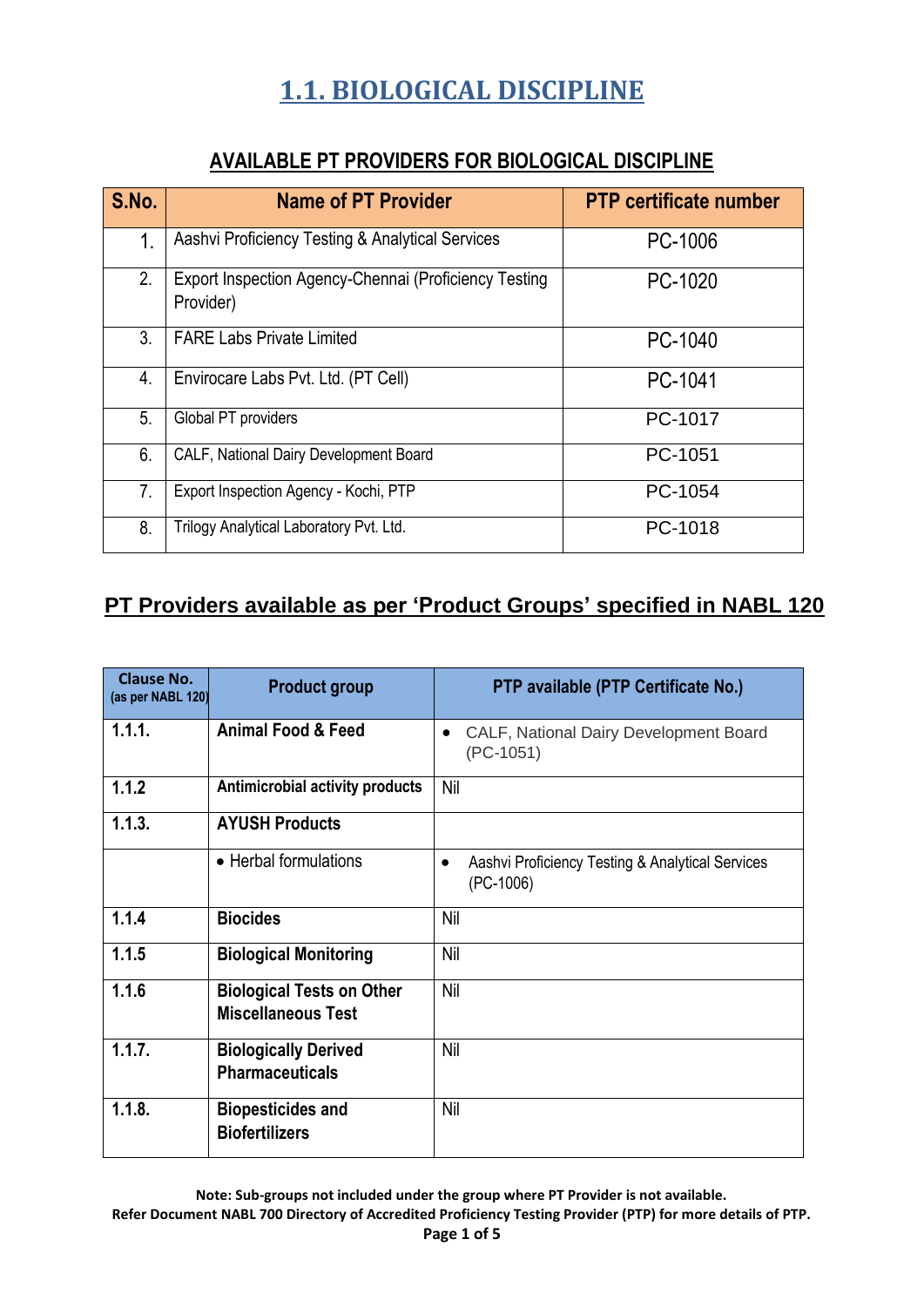# 1.1. BIOLOGICAL DISCIPLINE

## AVAILABLE PT PROVIDERS FOR BIOLOGICAL DISCIPLINE

| S.No. | Name of PT Provider | PTP certificate number |
|---|---|---|
| 1. | Aashvi Proficiency Testing & Analytical Services | PC-1006 |
| 2. | Export Inspection Agency-Chennai (Proficiency Testing Provider) | PC-1020 |
| 3. | FARE Labs Private Limited | PC-1040 |
| 4. | Envirocare Labs Pvt. Ltd. (PT Cell) | PC-1041 |
| 5. | Global PT providers | PC-1017 |
| 6. | CALF, National Dairy Development Board | PC-1051 |
| 7. | Export Inspection Agency - Kochi, PTP | PC-1054 |
| 8. | Trilogy Analytical Laboratory Pvt. Ltd. | PC-1018 |

## PT Providers available as per 'Product Groups' specified in NABL 120

| Clause No. (as per NABL 120) | Product group | PTP available (PTP Certificate No.) |
|---|---|---|
| **1.1.1.** | **Animal Food & Feed** | • CALF, National Dairy Development Board (PC-1051) |
| **1.1.2** | **Antimicrobial activity products** | Nil |
| **1.1.3.** | **AYUSH Products** | |
| | • Herbal formulations | • Aashvi Proficiency Testing & Analytical Services (PC-1006) |
| **1.1.4** | **Biocides** | Nil |
| **1.1.5** | **Biological Monitoring** | Nil |
| **1.1.6** | **Biological Tests on Other Miscellaneous Test** | Nil |
| **1.1.7.** | **Biologically Derived Pharmaceuticals** | Nil |
| **1.1.8.** | **Biopesticides and Biofertilizers** | Nil |

**Note: Sub-groups not included under the group where PT Provider is not available.**
**Refer Document NABL 700 Directory of Accredited Proficiency Testing Provider (PTP) for more details of PTP.**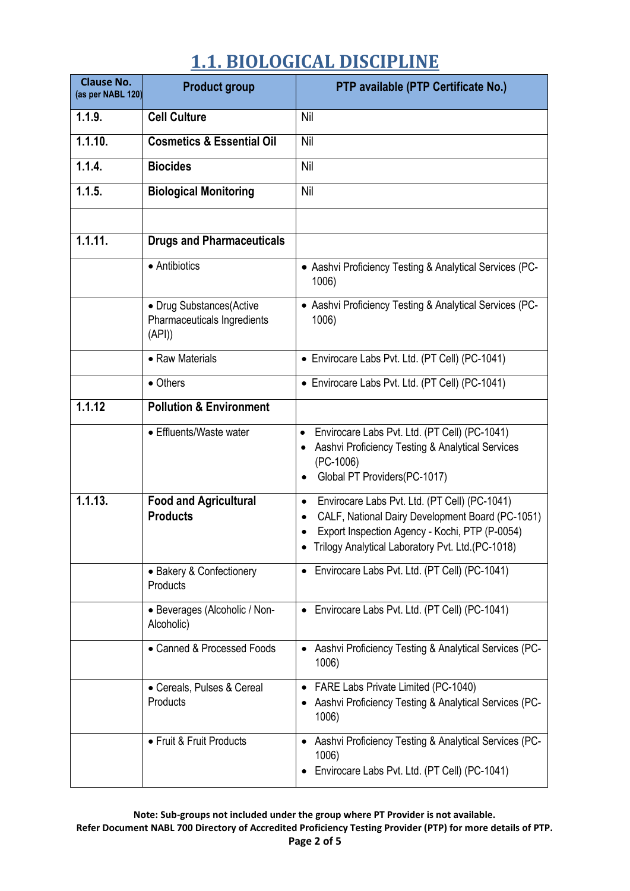## 1.1. BIOLOGICAL DISCIPLINE

| Clause No. (as per NABL 120) | Product group | PTP available (PTP Certificate No.) |
|---|---|---|
| **1.1.9.** | **Cell Culture** | Nil |
| **1.1.10.** | **Cosmetics & Essential Oil** | Nil |
| **1.1.4.** | **Biocides** | Nil |
| **1.1.5.** | **Biological Monitoring** | Nil |
| | | |
| **1.1.11.** | **Drugs and Pharmaceuticals** | |
| | • Antibiotics | • Aashvi Proficiency Testing & Analytical Services (PC-1006) |
| | • Drug Substances(Active Pharmaceuticals Ingredients (API)) | • Aashvi Proficiency Testing & Analytical Services (PC-1006) |
| | • Raw Materials | • Envirocare Labs Pvt. Ltd. (PT Cell) (PC-1041) |
| | • Others | • Envirocare Labs Pvt. Ltd. (PT Cell) (PC-1041) |
| **1.1.12** | **Pollution & Environment** | |
| | • Effluents/Waste water | • Envirocare Labs Pvt. Ltd. (PT Cell) (PC-1041)<br>• Aashvi Proficiency Testing & Analytical Services (PC-1006)<br>• Global PT Providers(PC-1017) |
| **1.1.13.** | **Food and Agricultural Products** | • Envirocare Labs Pvt. Ltd. (PT Cell) (PC-1041)<br>• CALF, National Dairy Development Board (PC-1051)<br>• Export Inspection Agency - Kochi, PTP (P-0054)<br>• Trilogy Analytical Laboratory Pvt. Ltd.(PC-1018) |
| | • Bakery & Confectionery Products | • Envirocare Labs Pvt. Ltd. (PT Cell) (PC-1041) |
| | • Beverages (Alcoholic / Non-Alcoholic) | • Envirocare Labs Pvt. Ltd. (PT Cell) (PC-1041) |
| | • Canned & Processed Foods | • Aashvi Proficiency Testing & Analytical Services (PC-1006) |
| | • Cereals, Pulses & Cereal Products | • FARE Labs Private Limited (PC-1040)<br>• Aashvi Proficiency Testing & Analytical Services (PC-1006) |
| | • Fruit & Fruit Products | • Aashvi Proficiency Testing & Analytical Services (PC-1006)<br>• Envirocare Labs Pvt. Ltd. (PT Cell) (PC-1041) |

**Note: Sub-groups not included under the group where PT Provider is not available.**
**Refer Document NABL 700 Directory of Accredited Proficiency Testing Provider (PTP) for more details of PTP.**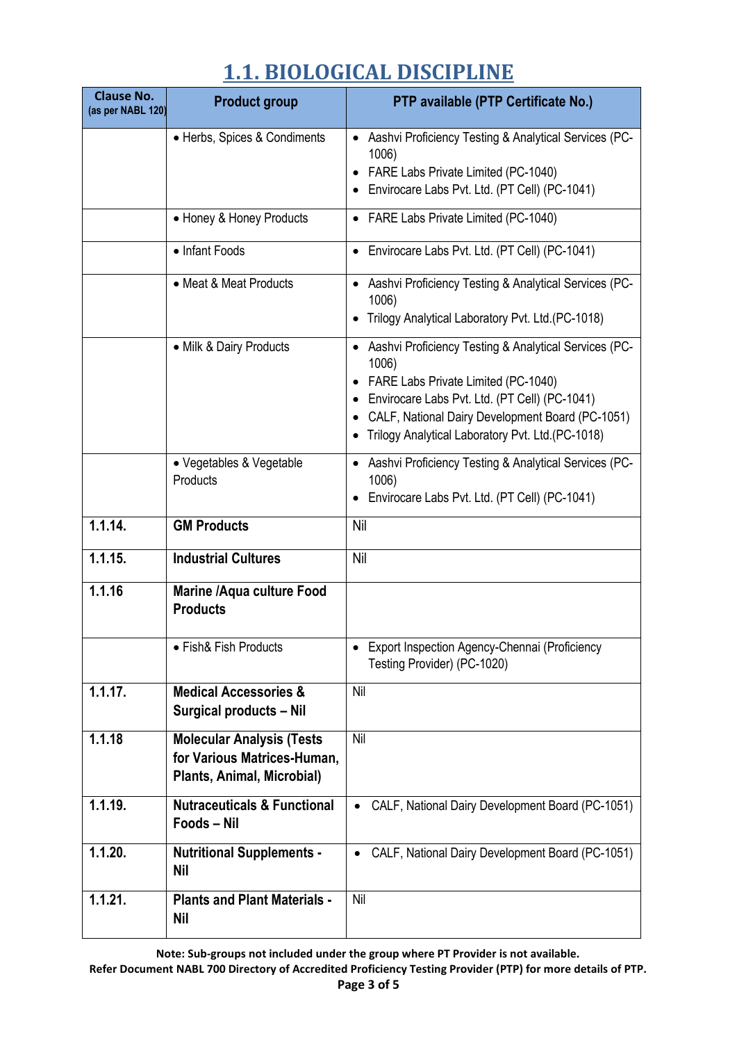# 1.1. BIOLOGICAL DISCIPLINE

| Clause No. (as per NABL 120) | Product group | PTP available (PTP Certificate No.) |
|---|---|---|
| | • Herbs, Spices & Condiments | • Aashvi Proficiency Testing & Analytical Services (PC-1006)<br>• FARE Labs Private Limited (PC-1040)<br>• Envirocare Labs Pvt. Ltd. (PT Cell) (PC-1041) |
| | • Honey & Honey Products | • FARE Labs Private Limited (PC-1040) |
| | • Infant Foods | • Envirocare Labs Pvt. Ltd. (PT Cell) (PC-1041) |
| | • Meat & Meat Products | • Aashvi Proficiency Testing & Analytical Services (PC-1006)<br>• Trilogy Analytical Laboratory Pvt. Ltd.(PC-1018) |
| | • Milk & Dairy Products | • Aashvi Proficiency Testing & Analytical Services (PC-1006)<br>• FARE Labs Private Limited (PC-1040)<br>• Envirocare Labs Pvt. Ltd. (PT Cell) (PC-1041)<br>• CALF, National Dairy Development Board (PC-1051)<br>• Trilogy Analytical Laboratory Pvt. Ltd.(PC-1018) |
| | • Vegetables & Vegetable Products | • Aashvi Proficiency Testing & Analytical Services (PC-1006)<br>• Envirocare Labs Pvt. Ltd. (PT Cell) (PC-1041) |
| **1.1.14.** | **GM Products** | Nil |
| **1.1.15.** | **Industrial Cultures** | Nil |
| **1.1.16** | **Marine /Aqua culture Food Products** | |
| | • Fish& Fish Products | • Export Inspection Agency-Chennai (Proficiency Testing Provider) (PC-1020) |
| **1.1.17.** | **Medical Accessories & Surgical products – Nil** | Nil |
| **1.1.18** | **Molecular Analysis (Tests for Various Matrices-Human, Plants, Animal, Microbial)** | Nil |
| **1.1.19.** | **Nutraceuticals & Functional Foods – Nil** | • CALF, National Dairy Development Board (PC-1051) |
| **1.1.20.** | **Nutritional Supplements - Nil** | • CALF, National Dairy Development Board (PC-1051) |
| **1.1.21.** | **Plants and Plant Materials - Nil** | Nil |

**Note: Sub-groups not included under the group where PT Provider is not available.**

**Refer Document NABL 700 Directory of Accredited Proficiency Testing Provider (PTP) for more details of PTP.**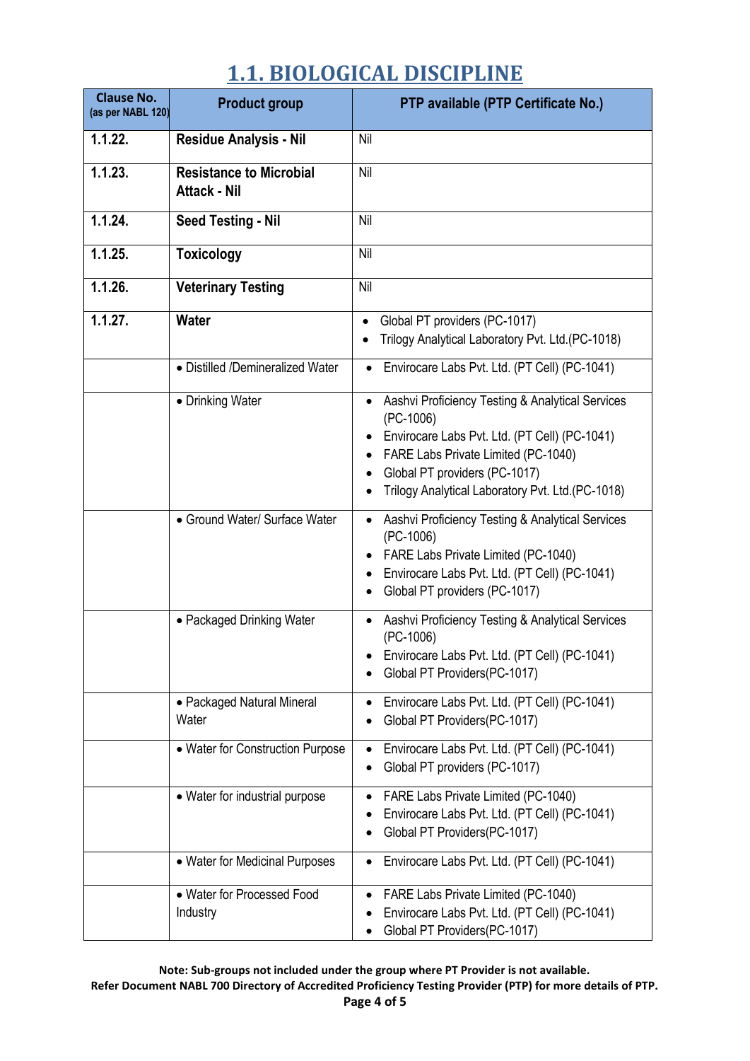# 1.1. BIOLOGICAL DISCIPLINE

| Clause No. (as per NABL 120) | Product group | PTP available (PTP Certificate No.) |
|---|---|---|
| **1.1.22.** | **Residue Analysis - Nil** | Nil |
| **1.1.23.** | **Resistance to Microbial Attack - Nil** | Nil |
| **1.1.24.** | **Seed Testing - Nil** | Nil |
| **1.1.25.** | **Toxicology** | Nil |
| **1.1.26.** | **Veterinary Testing** | Nil |
| **1.1.27.** | **Water** | • Global PT providers (PC-1017)<br>• Trilogy Analytical Laboratory Pvt. Ltd.(PC-1018) |
| | • Distilled /Demineralized Water | • Envirocare Labs Pvt. Ltd. (PT Cell) (PC-1041) |
| | • Drinking Water | • Aashvi Proficiency Testing & Analytical Services (PC-1006)<br>• Envirocare Labs Pvt. Ltd. (PT Cell) (PC-1041)<br>• FARE Labs Private Limited (PC-1040)<br>• Global PT providers (PC-1017)<br>• Trilogy Analytical Laboratory Pvt. Ltd.(PC-1018) |
| | • Ground Water/ Surface Water | • Aashvi Proficiency Testing & Analytical Services (PC-1006)<br>• FARE Labs Private Limited (PC-1040)<br>• Envirocare Labs Pvt. Ltd. (PT Cell) (PC-1041)<br>• Global PT providers (PC-1017) |
| | • Packaged Drinking Water | • Aashvi Proficiency Testing & Analytical Services (PC-1006)<br>• Envirocare Labs Pvt. Ltd. (PT Cell) (PC-1041)<br>• Global PT Providers(PC-1017) |
| | • Packaged Natural Mineral Water | • Envirocare Labs Pvt. Ltd. (PT Cell) (PC-1041)<br>• Global PT Providers(PC-1017) |
| | • Water for Construction Purpose | • Envirocare Labs Pvt. Ltd. (PT Cell) (PC-1041)<br>• Global PT providers (PC-1017) |
| | • Water for industrial purpose | • FARE Labs Private Limited (PC-1040)<br>• Envirocare Labs Pvt. Ltd. (PT Cell) (PC-1041)<br>• Global PT Providers(PC-1017) |
| | • Water for Medicinal Purposes | • Envirocare Labs Pvt. Ltd. (PT Cell) (PC-1041) |
| | • Water for Processed Food Industry | • FARE Labs Private Limited (PC-1040)<br>• Envirocare Labs Pvt. Ltd. (PT Cell) (PC-1041)<br>• Global PT Providers(PC-1017) |

**Note: Sub-groups not included under the group where PT Provider is not available.**
**Refer Document NABL 700 Directory of Accredited Proficiency Testing Provider (PTP) for more details of PTP.**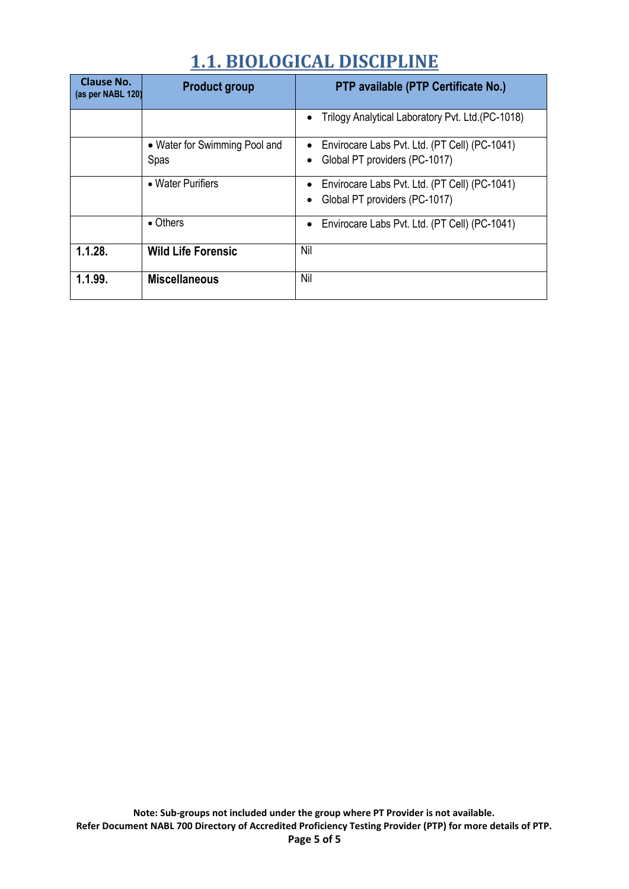# 1.1. BIOLOGICAL DISCIPLINE

| Clause No. (as per NABL 120) | Product group | PTP available (PTP Certificate No.) |
|---|---|---|
| | | • Trilogy Analytical Laboratory Pvt. Ltd.(PC-1018) |
| | • Water for Swimming Pool and Spas | • Envirocare Labs Pvt. Ltd. (PT Cell) (PC-1041)<br>• Global PT providers (PC-1017) |
| | • Water Purifiers | • Envirocare Labs Pvt. Ltd. (PT Cell) (PC-1041)<br>• Global PT providers (PC-1017) |
| | • Others | • Envirocare Labs Pvt. Ltd. (PT Cell) (PC-1041) |
| **1.1.28.** | **Wild Life Forensic** | Nil |
| **1.1.99.** | **Miscellaneous** | Nil |

**Note: Sub-groups not included under the group where PT Provider is not available.**
**Refer Document NABL 700 Directory of Accredited Proficiency Testing Provider (PTP) for more details of PTP.**